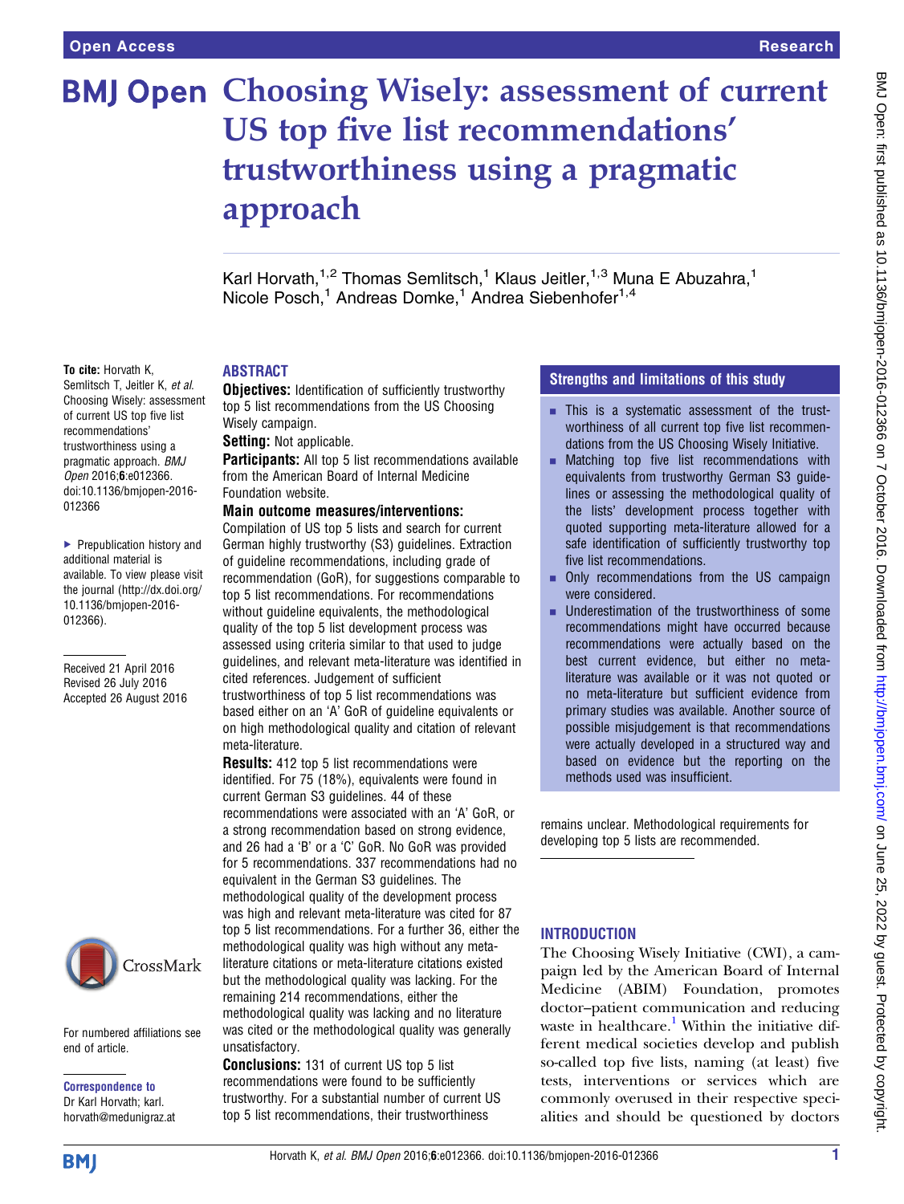# Choosing Wisely: assessment of current US top five list recommendations' trustworthiness using a pragmatic approach

Karl Horvath,[1,2] Thomas Semlitsch,[1] Klaus Jeitler,[1,3] Muna E Abuzahra,[1] Nicole Posch,[1] Andreas Domke,[1] Andrea Siebenhofer[1,4]

**To cite:** Horvath K, Semlitsch T, Jeitler K, *et al.* Choosing Wisely: assessment of current US top five list recommendations' trustworthiness using a pragmatic approach. *BMJ Open* 2016;**6**:e012366. doi:10.1136/bmjopen-2016-012366

► Prepublication history and additional material is available. To view please visit the journal (http://dx.doi.org/10.1136/bmjopen-2016-012366).

Received 21 April 2016
Revised 26 July 2016
Accepted 26 August 2016

## ABSTRACT

**Objectives:** Identification of sufficiently trustworthy top 5 list recommendations from the US Choosing Wisely campaign.

**Setting:** Not applicable.

**Participants:** All top 5 list recommendations available from the American Board of Internal Medicine Foundation website.

**Main outcome measures/interventions:** Compilation of US top 5 lists and search for current German highly trustworthy (S3) guidelines. Extraction of guideline recommendations, including grade of recommendation (GoR), for suggestions comparable to top 5 list recommendations. For recommendations without guideline equivalents, the methodological quality of the top 5 list development process was assessed using criteria similar to that used to judge guidelines, and relevant meta-literature was identified in cited references. Judgement of sufficient trustworthiness of top 5 list recommendations was based either on an 'A' GoR of guideline equivalents or on high methodological quality and citation of relevant meta-literature.

**Results:** 412 top 5 list recommendations were identified. For 75 (18%), equivalents were found in current German S3 guidelines. 44 of these recommendations were associated with an 'A' GoR, or a strong recommendation based on strong evidence, and 26 had a 'B' or a 'C' GoR. No GoR was provided for 5 recommendations. 337 recommendations had no equivalent in the German S3 guidelines. The methodological quality of the development process was high and relevant meta-literature was cited for 87 top 5 list recommendations. For a further 36, either the methodological quality was high without any meta-literature citations or meta-literature citations existed but the methodological quality was lacking. For the remaining 214 recommendations, either the methodological quality was lacking and no literature was cited or the methodological quality was generally unsatisfactory.

**Conclusions:** 131 of current US top 5 list recommendations were found to be sufficiently trustworthy. For a substantial number of current US top 5 list recommendations, their trustworthiness remains unclear. Methodological requirements for developing top 5 lists are recommended.

## Strengths and limitations of this study

- This is a systematic assessment of the trustworthiness of all current top five list recommendations from the US Choosing Wisely Initiative.
- Matching top five list recommendations with equivalents from trustworthy German S3 guidelines or assessing the methodological quality of the lists' development process together with quoted supporting meta-literature allowed for a safe identification of sufficiently trustworthy top five list recommendations.
- Only recommendations from the US campaign were considered.
- Underestimation of the trustworthiness of some recommendations might have occurred because recommendations were actually based on the best current evidence, but either no meta-literature was available or it was not quoted or no meta-literature but sufficient evidence from primary studies was available. Another source of possible misjudgement is that recommendations were actually developed in a structured way and based on evidence but the reporting on the methods used was insufficient.

## INTRODUCTION

The Choosing Wisely Initiative (CWI), a campaign led by the American Board of Internal Medicine (ABIM) Foundation, promotes doctor–patient communication and reducing waste in healthcare.[1] Within the initiative different medical societies develop and publish so-called top five lists, naming (at least) five tests, interventions or services which are commonly overused in their respective specialities and should be questioned by doctors

For numbered affiliations see end of article.

**Correspondence to**
Dr Karl Horvath; karl.horvath@medunigraz.at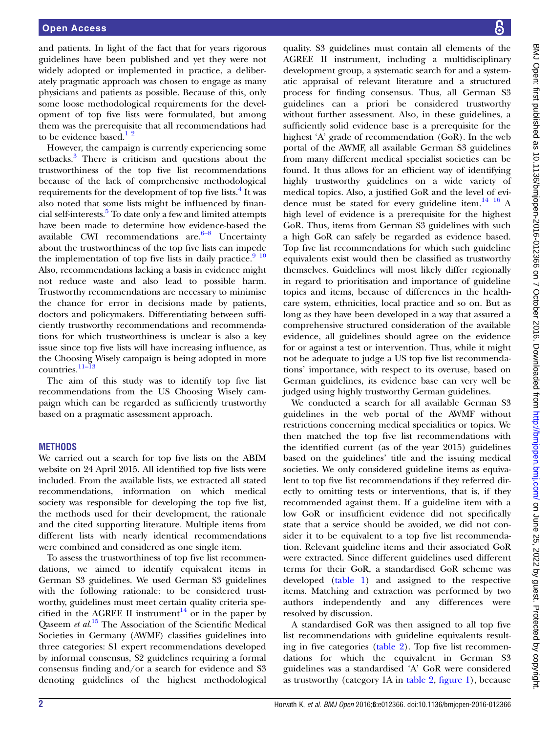and patients. In light of the fact that for years rigorous guidelines have been published and yet they were not widely adopted or implemented in practice, a deliberately pragmatic approach was chosen to engage as many physicians and patients as possible. Because of this, only some loose methodological requirements for the development of top five lists were formulated, but among them was the prerequisite that all recommendations had to be evidence based.[1 2]

However, the campaign is currently experiencing some setbacks.[3] There is criticism and questions about the trustworthiness of the top five list recommendations because of the lack of comprehensive methodological requirements for the development of top five lists.[4] It was also noted that some lists might be influenced by financial self-interests.[5] To date only a few and limited attempts have been made to determine how evidence-based the available CWI recommendations are.[6–8] Uncertainty about the trustworthiness of the top five lists can impede the implementation of top five lists in daily practice.[9 10] Also, recommendations lacking a basis in evidence might not reduce waste and also lead to possible harm. Trustworthy recommendations are necessary to minimise the chance for error in decisions made by patients, doctors and policymakers. Differentiating between sufficiently trustworthy recommendations and recommendations for which trustworthiness is unclear is also a key issue since top five lists will have increasing influence, as the Choosing Wisely campaign is being adopted in more countries.[11–13]

The aim of this study was to identify top five list recommendations from the US Choosing Wisely campaign which can be regarded as sufficiently trustworthy based on a pragmatic assessment approach.

## METHODS

We carried out a search for top five lists on the ABIM website on 24 April 2015. All identified top five lists were included. From the available lists, we extracted all stated recommendations, information on which medical society was responsible for developing the top five list, the methods used for their development, the rationale and the cited supporting literature. Multiple items from different lists with nearly identical recommendations were combined and considered as one single item.

To assess the trustworthiness of top five list recommendations, we aimed to identify equivalent items in German S3 guidelines. We used German S3 guidelines with the following rationale: to be considered trustworthy, guidelines must meet certain quality criteria specified in the AGREE II instrument[14] or in the paper by Qaseem *et al*.[15] The Association of the Scientific Medical Societies in Germany (AWMF) classifies guidelines into three categories: S1 expert recommendations developed by informal consensus, S2 guidelines requiring a formal consensus finding and/or a search for evidence and S3 denoting guidelines of the highest methodological quality. S3 guidelines must contain all elements of the AGREE II instrument, including a multidisciplinary development group, a systematic search for and a systematic appraisal of relevant literature and a structured process for finding consensus. Thus, all German S3 guidelines can a priori be considered trustworthy without further assessment. Also, in these guidelines, a sufficiently solid evidence base is a prerequisite for the highest 'A' grade of recommendation (GoR). In the web portal of the AWMF, all available German S3 guidelines from many different medical specialist societies can be found. It thus allows for an efficient way of identifying highly trustworthy guidelines on a wide variety of medical topics. Also, a justified GoR and the level of evidence must be stated for every guideline item.[14 16] A high level of evidence is a prerequisite for the highest GoR. Thus, items from German S3 guidelines with such a high GoR can safely be regarded as evidence based. Top five list recommendations for which such guideline equivalents exist would then be classified as trustworthy themselves. Guidelines will most likely differ regionally in regard to prioritisation and importance of guideline topics and items, because of differences in the healthcare system, ethnicities, local practice and so on. But as long as they have been developed in a way that assured a comprehensive structured consideration of the available evidence, all guidelines should agree on the evidence for or against a test or intervention. Thus, while it might not be adequate to judge a US top five list recommendations' importance, with respect to its overuse, based on German guidelines, its evidence base can very well be judged using highly trustworthy German guidelines.

We conducted a search for all available German S3 guidelines in the web portal of the AWMF without restrictions concerning medical specialities or topics. We then matched the top five list recommendations with the identified current (as of the year 2015) guidelines based on the guidelines' title and the issuing medical societies. We only considered guideline items as equivalent to top five list recommendations if they referred directly to omitting tests or interventions, that is, if they recommended against them. If a guideline item with a low GoR or insufficient evidence did not specifically state that a service should be avoided, we did not consider it to be equivalent to a top five list recommendation. Relevant guideline items and their associated GoR were extracted. Since different guidelines used different terms for their GoR, a standardised GoR scheme was developed (table 1) and assigned to the respective items. Matching and extraction was performed by two authors independently and any differences were resolved by discussion.

A standardised GoR was then assigned to all top five list recommendations with guideline equivalents resulting in five categories (table 2). Top five list recommendations for which the equivalent in German S3 guidelines was a standardised 'A' GoR were considered as trustworthy (category 1A in table 2, figure 1), because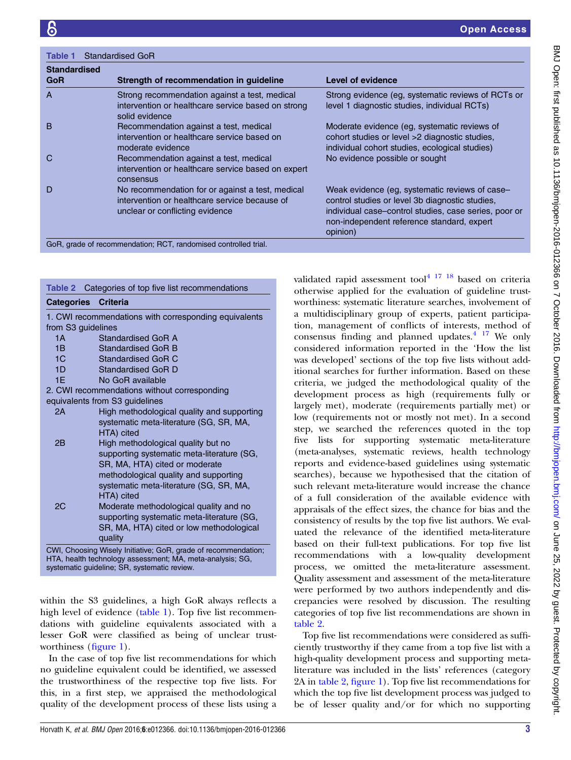**Table 1** Standardised GoR

| Standardised GoR | Strength of recommendation in guideline | Level of evidence |
|---|---|---|
| A | Strong recommendation against a test, medical intervention or healthcare service based on strong solid evidence | Strong evidence (eg, systematic reviews of RCTs or level 1 diagnostic studies, individual RCTs) |
| B | Recommendation against a test, medical intervention or healthcare service based on moderate evidence | Moderate evidence (eg, systematic reviews of cohort studies or level >2 diagnostic studies, individual cohort studies, ecological studies) |
| C | Recommendation against a test, medical intervention or healthcare service based on expert consensus | No evidence possible or sought |
| D | No recommendation for or against a test, medical intervention or healthcare service because of unclear or conflicting evidence | Weak evidence (eg, systematic reviews of case–control studies or level 3b diagnostic studies, individual case–control studies, case series, poor or non-independent reference standard, expert opinion) |

GoR, grade of recommendation; RCT, randomised controlled trial.

**Table 2** Categories of top five list recommendations

| Categories | Criteria |
|---|---|
| 1. CWI recommendations with corresponding equivalents from S3 guidelines | |
| 1A | Standardised GoR A |
| 1B | Standardised GoR B |
| 1C | Standardised GoR C |
| 1D | Standardised GoR D |
| 1E | No GoR available |
| 2. CWI recommendations without corresponding equivalents from S3 guidelines | |
| 2A | High methodological quality and supporting systematic meta-literature (SG, SR, MA, HTA) cited |
| 2B | High methodological quality but no supporting systematic meta-literature (SG, SR, MA, HTA) cited or moderate methodological quality and supporting systematic meta-literature (SG, SR, MA, HTA) cited |
| 2C | Moderate methodological quality and no supporting systematic meta-literature (SG, SR, MA, HTA) cited or low methodological quality |

CWI, Choosing Wisely Initiative; GoR, grade of recommendation; HTA, health technology assessment; MA, meta-analysis; SG, systematic guideline; SR, systematic review.

within the S3 guidelines, a high GoR always reflects a high level of evidence (table 1). Top five list recommendations with guideline equivalents associated with a lesser GoR were classified as being of unclear trustworthiness (figure 1).

In the case of top five list recommendations for which no guideline equivalent could be identified, we assessed the trustworthiness of the respective top five lists. For this, in a first step, we appraised the methodological quality of the development process of these lists using a validated rapid assessment tool[4 17 18] based on criteria otherwise applied for the evaluation of guideline trustworthiness: systematic literature searches, involvement of a multidisciplinary group of experts, patient participation, management of conflicts of interests, method of consensus finding and planned updates.[4 17] We only considered information reported in the 'How the list was developed' sections of the top five lists without additional searches for further information. Based on these criteria, we judged the methodological quality of the development process as high (requirements fully or largely met), moderate (requirements partially met) or low (requirements not or mostly not met). In a second step, we searched the references quoted in the top five lists for supporting systematic meta-literature (meta-analyses, systematic reviews, health technology reports and evidence-based guidelines using systematic searches), because we hypothesised that the citation of such relevant meta-literature would increase the chance of a full consideration of the available evidence with appraisals of the effect sizes, the chance for bias and the consistency of results by the top five list authors. We evaluated the relevance of the identified meta-literature based on their full-text publications. For top five list recommendations with a low-quality development process, we omitted the meta-literature assessment. Quality assessment and assessment of the meta-literature were performed by two authors independently and discrepancies were resolved by discussion. The resulting categories of top five list recommendations are shown in table 2.

Top five list recommendations were considered as sufficiently trustworthy if they came from a top five list with a high-quality development process and supporting meta-literature was included in the lists' references (category 2A in table 2, figure 1). Top five list recommendations for which the top five list development process was judged to be of lesser quality and/or for which no supporting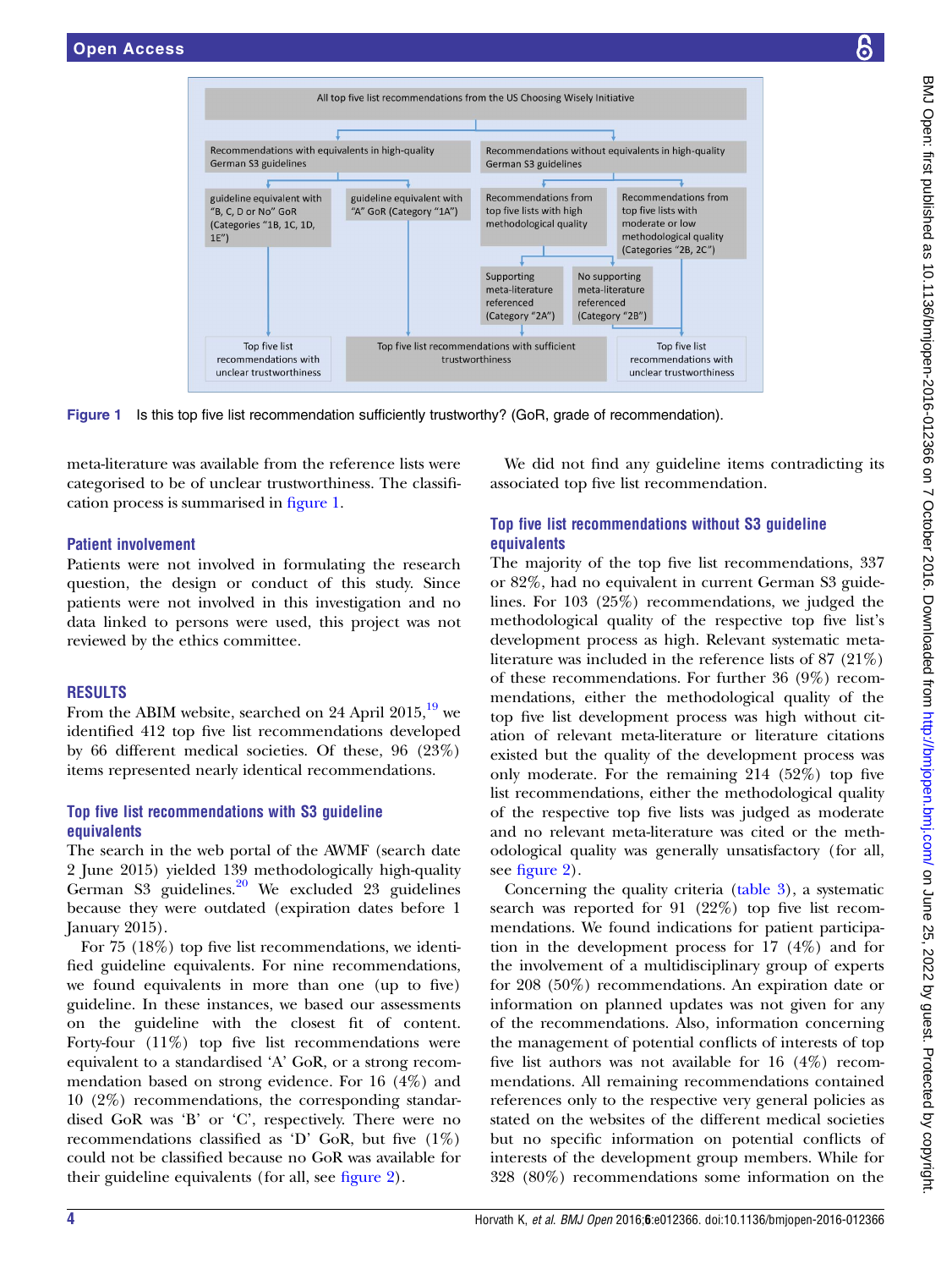Figure 1 Is this top five list recommendation sufficiently trustworthy? (GoR, grade of recommendation).

meta-literature was available from the reference lists were categorised to be of unclear trustworthiness. The classification process is summarised in figure 1.

### Patient involvement

Patients were not involved in formulating the research question, the design or conduct of this study. Since patients were not involved in this investigation and no data linked to persons were used, this project was not reviewed by the ethics committee.

## RESULTS

From the ABIM website, searched on 24 April 2015,[19] we identified 412 top five list recommendations developed by 66 different medical societies. Of these, 96 (23%) items represented nearly identical recommendations.

### Top five list recommendations with S3 guideline equivalents

The search in the web portal of the AWMF (search date 2 June 2015) yielded 139 methodologically high-quality German S3 guidelines.[20] We excluded 23 guidelines because they were outdated (expiration dates before 1 January 2015).

For 75 (18%) top five list recommendations, we identified guideline equivalents. For nine recommendations, we found equivalents in more than one (up to five) guideline. In these instances, we based our assessments on the guideline with the closest fit of content. Forty-four (11%) top five list recommendations were equivalent to a standardised 'A' GoR, or a strong recommendation based on strong evidence. For 16 (4%) and 10 (2%) recommendations, the corresponding standardised GoR was 'B' or 'C', respectively. There were no recommendations classified as 'D' GoR, but five (1%) could not be classified because no GoR was available for their guideline equivalents (for all, see figure 2).

We did not find any guideline items contradicting its associated top five list recommendation.

### Top five list recommendations without S3 guideline equivalents

The majority of the top five list recommendations, 337 or 82%, had no equivalent in current German S3 guidelines. For 103 (25%) recommendations, we judged the methodological quality of the respective top five list's development process as high. Relevant systematic meta-literature was included in the reference lists of 87 (21%) of these recommendations. For further 36 (9%) recommendations, either the methodological quality of the top five list development process was high without citation of relevant meta-literature or literature citations existed but the quality of the development process was only moderate. For the remaining 214 (52%) top five list recommendations, either the methodological quality of the respective top five lists was judged as moderate and no relevant meta-literature was cited or the methodological quality was generally unsatisfactory (for all, see figure 2).

Concerning the quality criteria (table 3), a systematic search was reported for 91 (22%) top five list recommendations. We found indications for patient participation in the development process for 17 (4%) and for the involvement of a multidisciplinary group of experts for 208 (50%) recommendations. An expiration date or information on planned updates was not given for any of the recommendations. Also, information concerning the management of potential conflicts of interests of top five list authors was not available for 16 (4%) recommendations. All remaining recommendations contained references only to the respective very general policies as stated on the websites of the different medical societies but no specific information on potential conflicts of interests of the development group members. While for 328 (80%) recommendations some information on the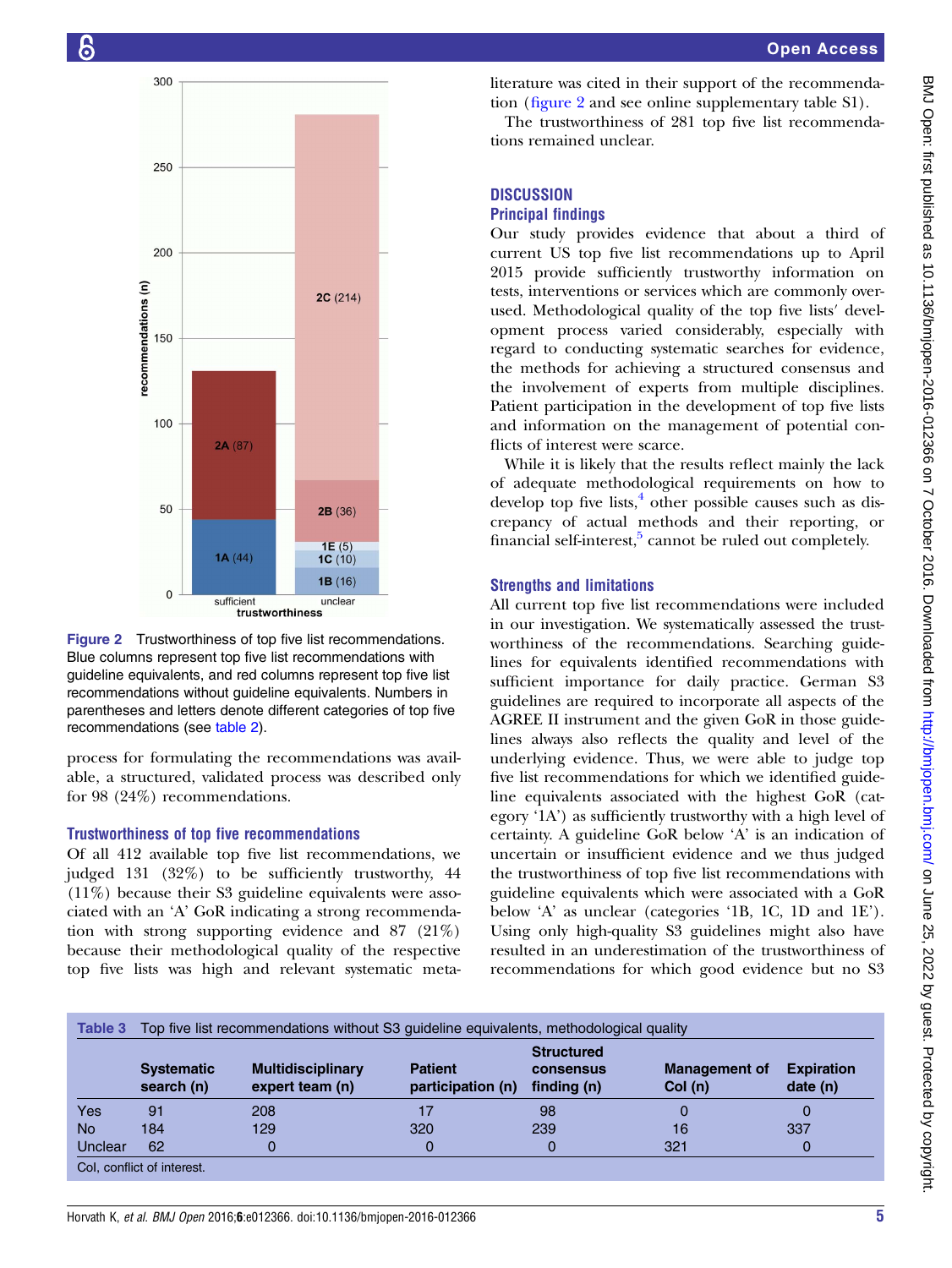Figure 2 Trustworthiness of top five list recommendations. Blue columns represent top five list recommendations with guideline equivalents, and red columns represent top five list recommendations without guideline equivalents. Numbers in parentheses and letters denote different categories of top five recommendations (see table 2).

process for formulating the recommendations was available, a structured, validated process was described only for 98 (24%) recommendations.

### Trustworthiness of top five recommendations

Of all 412 available top five list recommendations, we judged 131 (32%) to be sufficiently trustworthy, 44 (11%) because their S3 guideline equivalents were associated with an 'A' GoR indicating a strong recommendation with strong supporting evidence and 87 (21%) because their methodological quality of the respective top five lists was high and relevant systematic meta-literature was cited in their support of the recommendation (figure 2 and see online supplementary table S1).

The trustworthiness of 281 top five list recommendations remained unclear.

## DISCUSSION

### Principal findings

Our study provides evidence that about a third of current US top five list recommendations up to April 2015 provide sufficiently trustworthy information on tests, interventions or services which are commonly overused. Methodological quality of the top five lists' development process varied considerably, especially with regard to conducting systematic searches for evidence, the methods for achieving a structured consensus and the involvement of experts from multiple disciplines. Patient participation in the development of top five lists and information on the management of potential conflicts of interest were scarce.

While it is likely that the results reflect mainly the lack of adequate methodological requirements on how to develop top five lists,[4] other possible causes such as discrepancy of actual methods and their reporting, or financial self-interest,[5] cannot be ruled out completely.

### Strengths and limitations

All current top five list recommendations were included in our investigation. We systematically assessed the trustworthiness of the recommendations. Searching guidelines for equivalents identified recommendations with sufficient importance for daily practice. German S3 guidelines are required to incorporate all aspects of the AGREE II instrument and the given GoR in those guidelines always also reflects the quality and level of the underlying evidence. Thus, we were able to judge top five list recommendations for which we identified guideline equivalents associated with the highest GoR (category '1A') as sufficiently trustworthy with a high level of certainty. A guideline GoR below 'A' is an indication of uncertain or insufficient evidence and we thus judged the trustworthiness of top five list recommendations with guideline equivalents which were associated with a GoR below 'A' as unclear (categories '1B, 1C, 1D and 1E'). Using only high-quality S3 guidelines might also have resulted in an underestimation of the trustworthiness of recommendations for which good evidence but no S3

**Table 3** Top five list recommendations without S3 guideline equivalents, methodological quality

| | Systematic search (n) | Multidisciplinary expert team (n) | Patient participation (n) | Structured consensus finding (n) | Management of CoI (n) | Expiration date (n) |
|---|---|---|---|---|---|---|
| Yes | 91 | 208 | 17 | 98 | 0 | 0 |
| No | 184 | 129 | 320 | 239 | 16 | 337 |
| Unclear | 62 | 0 | 0 | 0 | 321 | 0 |

CoI, conflict of interest.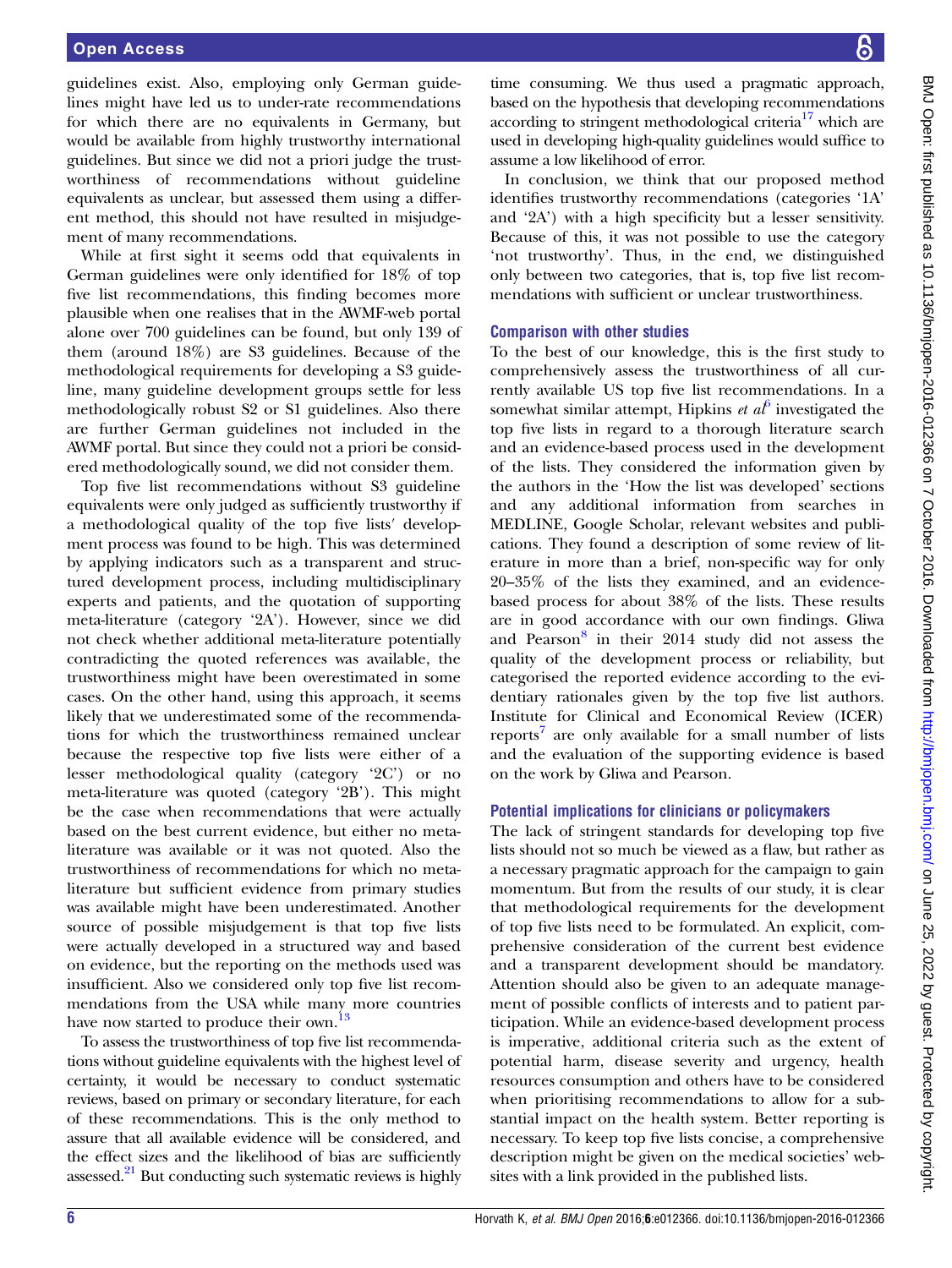guidelines exist. Also, employing only German guidelines might have led us to under-rate recommendations for which there are no equivalents in Germany, but would be available from highly trustworthy international guidelines. But since we did not a priori judge the trustworthiness of recommendations without guideline equivalents as unclear, but assessed them using a different method, this should not have resulted in misjudgement of many recommendations.

While at first sight it seems odd that equivalents in German guidelines were only identified for 18% of top five list recommendations, this finding becomes more plausible when one realises that in the AWMF-web portal alone over 700 guidelines can be found, but only 139 of them (around 18%) are S3 guidelines. Because of the methodological requirements for developing a S3 guideline, many guideline development groups settle for less methodologically robust S2 or S1 guidelines. Also there are further German guidelines not included in the AWMF portal. But since they could not a priori be considered methodologically sound, we did not consider them.

Top five list recommendations without S3 guideline equivalents were only judged as sufficiently trustworthy if a methodological quality of the top five lists′ development process was found to be high. This was determined by applying indicators such as a transparent and structured development process, including multidisciplinary experts and patients, and the quotation of supporting meta-literature (category '2A'). However, since we did not check whether additional meta-literature potentially contradicting the quoted references was available, the trustworthiness might have been overestimated in some cases. On the other hand, using this approach, it seems likely that we underestimated some of the recommendations for which the trustworthiness remained unclear because the respective top five lists were either of a lesser methodological quality (category '2C') or no meta-literature was quoted (category '2B'). This might be the case when recommendations that were actually based on the best current evidence, but either no meta-literature was available or it was not quoted. Also the trustworthiness of recommendations for which no meta-literature but sufficient evidence from primary studies was available might have been underestimated. Another source of possible misjudgement is that top five lists were actually developed in a structured way and based on evidence, but the reporting on the methods used was insufficient. Also we considered only top five list recommendations from the USA while many more countries have now started to produce their own.[13]

To assess the trustworthiness of top five list recommendations without guideline equivalents with the highest level of certainty, it would be necessary to conduct systematic reviews, based on primary or secondary literature, for each of these recommendations. This is the only method to assure that all available evidence will be considered, and the effect sizes and the likelihood of bias are sufficiently assessed.[21] But conducting such systematic reviews is highly time consuming. We thus used a pragmatic approach, based on the hypothesis that developing recommendations according to stringent methodological criteria[17] which are used in developing high-quality guidelines would suffice to assume a low likelihood of error.

In conclusion, we think that our proposed method identifies trustworthy recommendations (categories '1A' and '2A') with a high specificity but a lesser sensitivity. Because of this, it was not possible to use the category 'not trustworthy'. Thus, in the end, we distinguished only between two categories, that is, top five list recommendations with sufficient or unclear trustworthiness.

## Comparison with other studies

To the best of our knowledge, this is the first study to comprehensively assess the trustworthiness of all currently available US top five list recommendations. In a somewhat similar attempt, Hipkins *et al*[6] investigated the top five lists in regard to a thorough literature search and an evidence-based process used in the development of the lists. They considered the information given by the authors in the 'How the list was developed' sections and any additional information from searches in MEDLINE, Google Scholar, relevant websites and publications. They found a description of some review of literature in more than a brief, non-specific way for only 20–35% of the lists they examined, and an evidence-based process for about 38% of the lists. These results are in good accordance with our own findings. Gliwa and Pearson[8] in their 2014 study did not assess the quality of the development process or reliability, but categorised the reported evidence according to the evidentiary rationales given by the top five list authors. Institute for Clinical and Economical Review (ICER) reports[7] are only available for a small number of lists and the evaluation of the supporting evidence is based on the work by Gliwa and Pearson.

## Potential implications for clinicians or policymakers

The lack of stringent standards for developing top five lists should not so much be viewed as a flaw, but rather as a necessary pragmatic approach for the campaign to gain momentum. But from the results of our study, it is clear that methodological requirements for the development of top five lists need to be formulated. An explicit, comprehensive consideration of the current best evidence and a transparent development should be mandatory. Attention should also be given to an adequate management of possible conflicts of interests and to patient participation. While an evidence-based development process is imperative, additional criteria such as the extent of potential harm, disease severity and urgency, health resources consumption and others have to be considered when prioritising recommendations to allow for a substantial impact on the health system. Better reporting is necessary. To keep top five lists concise, a comprehensive description might be given on the medical societies' websites with a link provided in the published lists.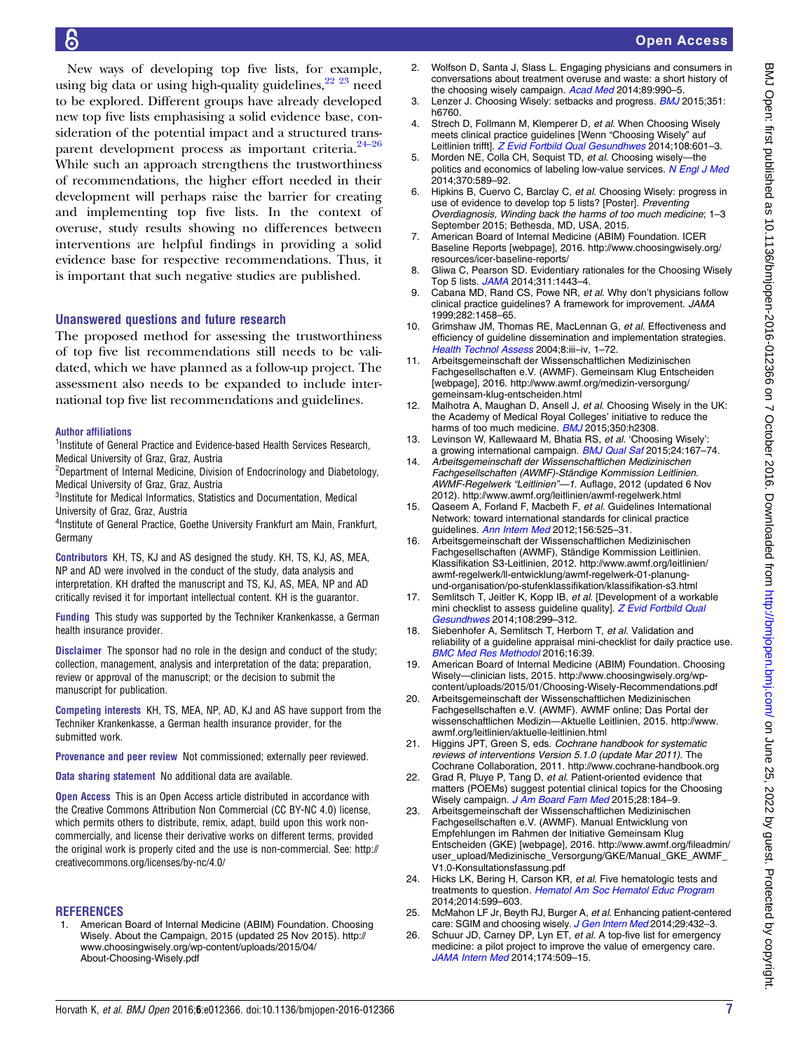New ways of developing top five lists, for example, using big data or using high-quality guidelines,[22 23] need to be explored. Different groups have already developed new top five lists emphasising a solid evidence base, consideration of the potential impact and a structured transparent development process as important criteria.[24–26] While such an approach strengthens the trustworthiness of recommendations, the higher effort needed in their development will perhaps raise the barrier for creating and implementing top five lists. In the context of overuse, study results showing no differences between interventions are helpful findings in providing a solid evidence base for respective recommendations. Thus, it is important that such negative studies are published.

## Unanswered questions and future research

The proposed method for assessing the trustworthiness of top five list recommendations still needs to be validated, which we have planned as a follow-up project. The assessment also needs to be expanded to include international top five list recommendations and guidelines.

**Author affiliations**

[1]Institute of General Practice and Evidence-based Health Services Research, Medical University of Graz, Graz, Austria

[2]Department of Internal Medicine, Division of Endocrinology and Diabetology, Medical University of Graz, Graz, Austria

[3]Institute for Medical Informatics, Statistics and Documentation, Medical University of Graz, Graz, Austria

[4]Institute of General Practice, Goethe University Frankfurt am Main, Frankfurt, Germany

**Contributors** KH, TS, KJ and AS designed the study. KH, TS, KJ, AS, MEA, NP and AD were involved in the conduct of the study, data analysis and interpretation. KH drafted the manuscript and TS, KJ, AS, MEA, NP and AD critically revised it for important intellectual content. KH is the guarantor.

**Funding** This study was supported by the Techniker Krankenkasse, a German health insurance provider.

**Disclaimer** The sponsor had no role in the design and conduct of the study; collection, management, analysis and interpretation of the data; preparation, review or approval of the manuscript; or the decision to submit the manuscript for publication.

**Competing interests** KH, TS, MEA, NP, AD, KJ and AS have support from the Techniker Krankenkasse, a German health insurance provider, for the submitted work.

**Provenance and peer review** Not commissioned; externally peer reviewed.

**Data sharing statement** No additional data are available.

**Open Access** This is an Open Access article distributed in accordance with the Creative Commons Attribution Non Commercial (CC BY-NC 4.0) license, which permits others to distribute, remix, adapt, build upon this work non-commercially, and license their derivative works on different terms, provided the original work is properly cited and the use is non-commercial. See: http://creativecommons.org/licenses/by-nc/4.0/

## REFERENCES

1. American Board of Internal Medicine (ABIM) Foundation. Choosing Wisely. About the Campaign, 2015 (updated 25 Nov 2015). http://www.choosingwisely.org/wp-content/uploads/2015/04/About-Choosing-Wisely.pdf
2. Wolfson D, Santa J, Slass L. Engaging physicians and consumers in conversations about treatment overuse and waste: a short history of the choosing wisely campaign. *Acad Med* 2014;89:990–5.
3. Lenzer J. Choosing Wisely: setbacks and progress. *BMJ* 2015;351:h6760.
4. Strech D, Follmann M, Klemperer D, *et al*. When Choosing Wisely meets clinical practice guidelines [Wenn "Choosing Wisely" auf Leitlinien trifft]. *Z Evid Fortbild Qual Gesundhwes* 2014;108:601–3.
5. Morden NE, Colla CH, Sequist TD, *et al*. Choosing wisely—the politics and economics of labeling low-value services. *N Engl J Med* 2014;370:589–92.
6. Hipkins B, Cuervo C, Barclay C, *et al*. Choosing Wisely: progress in use of evidence to develop top 5 lists? [Poster]. *Preventing Overdiagnosis, Winding back the harms of too much medicine*; 1–3 September 2015; Bethesda, MD, USA, 2015.
7. American Board of Internal Medicine (ABIM) Foundation. ICER Baseline Reports [webpage], 2016. http://www.choosingwisely.org/resources/icer-baseline-reports/
8. Gliwa C, Pearson SD. Evidentiary rationales for the Choosing Wisely Top 5 lists. *JAMA* 2014;311:1443–4.
9. Cabana MD, Rand CS, Powe NR, *et al*. Why don't physicians follow clinical practice guidelines? A framework for improvement. *JAMA* 1999;282:1458–65.
10. Grimshaw JM, Thomas RE, MacLennan G, *et al*. Effectiveness and efficiency of guideline dissemination and implementation strategies. *Health Technol Assess* 2004;8:iii–iv, 1–72.
11. Arbeitsgemeinschaft der Wissenschaftlichen Medizinischen Fachgesellschaften e.V. (AWMF). Gemeinsam Klug Entscheiden [webpage], 2016. http://www.awmf.org/medizin-versorgung/gemeinsam-klug-entscheiden.html
12. Malhotra A, Maughan D, Ansell J, *et al*. Choosing Wisely in the UK: the Academy of Medical Royal Colleges' initiative to reduce the harms of too much medicine. *BMJ* 2015;350:h2308.
13. Levinson W, Kallewaard M, Bhatia RS, *et al*. 'Choosing Wisely': a growing international campaign. *BMJ Qual Saf* 2015;24:167–74.
14. *Arbeitsgemeinschaft der Wissenschaftlichen Medizinischen Fachgesellschaften (AWMF)-Ständige Kommission Leitlinien. AWMF-Regelwerk "Leitlinien"—1*. Auflage, 2012 (updated 6 Nov 2012). http://www.awmf.org/leitlinien/awmf-regelwerk.html
15. Qaseem A, Forland F, Macbeth F, *et al*. Guidelines International Network: toward international standards for clinical practice guidelines. *Ann Intern Med* 2012;156:525–31.
16. Arbeitsgemeinschaft der Wissenschaftlichen Medizinischen Fachgesellschaften (AWMF), Ständige Kommission Leitlinien. Klassifikation S3-Leitlinien, 2012. http://www.awmf.org/leitlinien/awmf-regelwerk/ll-entwicklung/awmf-regelwerk-01-planung-und-organisation/po-stufenklassifikation/klassifikation-s3.html
17. Semlitsch T, Jeitler K, Kopp IB, *et al*. [Development of a workable mini checklist to assess guideline quality]. *Z Evid Fortbild Qual Gesundhwes* 2014;108:299–312.
18. Siebenhofer A, Semlitsch T, Herborn T, *et al*. Validation and reliability of a guideline appraisal mini-checklist for daily practice use. *BMC Med Res Methodol* 2016;16:39.
19. American Board of Internal Medicine (ABIM) Foundation. Choosing Wisely—clinician lists, 2015. http://www.choosingwisely.org/wp-content/uploads/2015/01/Choosing-Wisely-Recommendations.pdf
20. Arbeitsgemeinschaft der Wissenschaftlichen Medizinischen Fachgesellschaften e.V. (AWMF). AWMF online; Das Portal der wissenschaftlichen Medizin—Aktuelle Leitlinien, 2015. http://www.awmf.org/leitlinien/aktuelle-leitlinien.html
21. Higgins JPT, Green S, eds. *Cochrane handbook for systematic reviews of interventions Version 5.1.0 (update Mar 2011)*. The Cochrane Collaboration, 2011. http://www.cochrane-handbook.org
22. Grad R, Pluye P, Tang D, *et al*. Patient-oriented evidence that matters (POEMs) suggest potential clinical topics for the Choosing Wisely campaign. *J Am Board Fam Med* 2015;28:184–9.
23. Arbeitsgemeinschaft der Wissenschaftlichen Medizinischen Fachgesellschaften e.V. (AWMF). Manual Entwicklung von Empfehlungen im Rahmen der Initiative Gemeinsam Klug Entscheiden (GKE) [webpage], 2016. http://www.awmf.org/fileadmin/user_upload/Medizinische_Versorgung/GKE/Manual_GKE_AWMF_V1.0-Konsultationsfassung.pdf
24. Hicks LK, Bering H, Carson KR, *et al*. Five hematologic tests and treatments to question. *Hematol Am Soc Hematol Educ Program* 2014;2014:599–603.
25. McMahon LF Jr, Beyth RJ, Burger A, *et al*. Enhancing patient-centered care: SGIM and choosing wisely. *J Gen Intern Med* 2014;29:432–3.
26. Schuur JD, Carney DP, Lyn ET, *et al*. A top-five list for emergency medicine: a pilot project to improve the value of emergency care. *JAMA Intern Med* 2014;174:509–15.